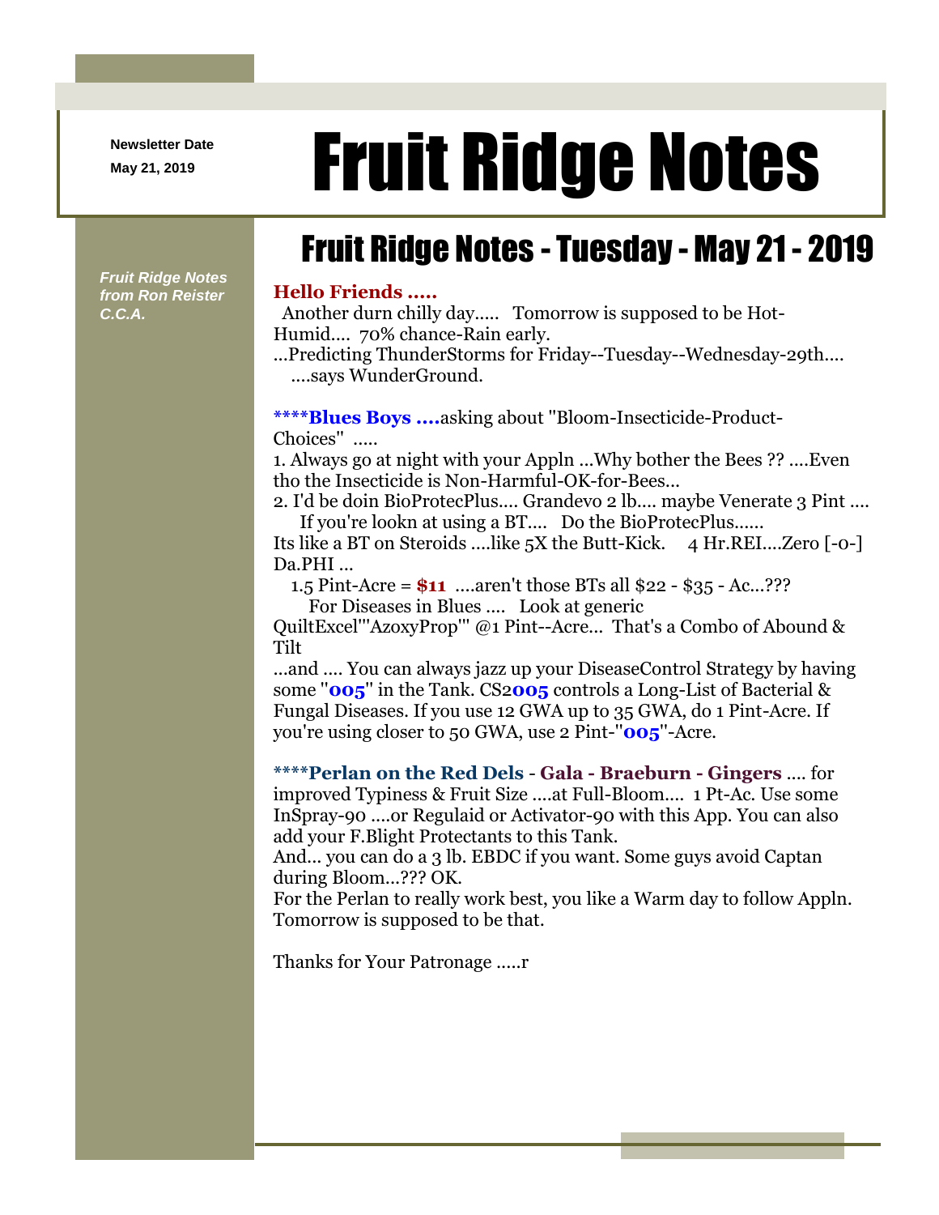Newsletter Date
May 21, 2019

# Fruit Ridge Notes

*Fruit Ridge Notes from Ron Reister C.C.A.*

## Fruit Ridge Notes - Tuesday - May 21 - 2019

**Hello Friends .....**

Another durn chilly day..... Tomorrow is supposed to be Hot-Humid.... 70% chance-Rain early.
...Predicting ThunderStorms for Friday--Tuesday--Wednesday-29th.... ....says WunderGround.

****Blues Boys ....**asking about "Bloom-Insecticide-Product-Choices" .....

1. Always go at night with your Appln ...Why bother the Bees ?? ....Even tho the Insecticide is Non-Harmful-OK-for-Bees...
2. I'd be doin BioProtecPlus.... Grandevo 2 lb.... maybe Venerate 3 Pint .... If you're lookn at using a BT.... Do the BioProtecPlus......

Its like a BT on Steroids ....like 5X the Butt-Kick. 4 Hr.REI....Zero [-0-] Da.PHI ...
1.5 Pint-Acre = **$11** ....aren't those BTs all $22 - $35 - Ac...???
For Diseases in Blues .... Look at generic QuiltExcel"'AzoxyProp"' @1 Pint--Acre... That's a Combo of Abound & Tilt
...and .... You can always jazz up your DiseaseControl Strategy by having some "**005**" in the Tank. CS2**005** controls a Long-List of Bacterial & Fungal Diseases. If you use 12 GWA up to 35 GWA, do 1 Pint-Acre. If you're using closer to 50 GWA, use 2 Pint-"**005**"-Acre.

****Perlan on the Red Dels** - **Gala - Braeburn - Gingers** .... for improved Typiness & Fruit Size ....at Full-Bloom.... 1 Pt-Ac. Use some InSpray-90 ....or Regulaid or Activator-90 with this App. You can also add your F.Blight Protectants to this Tank.
And... you can do a 3 lb. EBDC if you want. Some guys avoid Captan during Bloom...??? OK.
For the Perlan to really work best, you like a Warm day to follow Appln. Tomorrow is supposed to be that.

Thanks for Your Patronage .....r